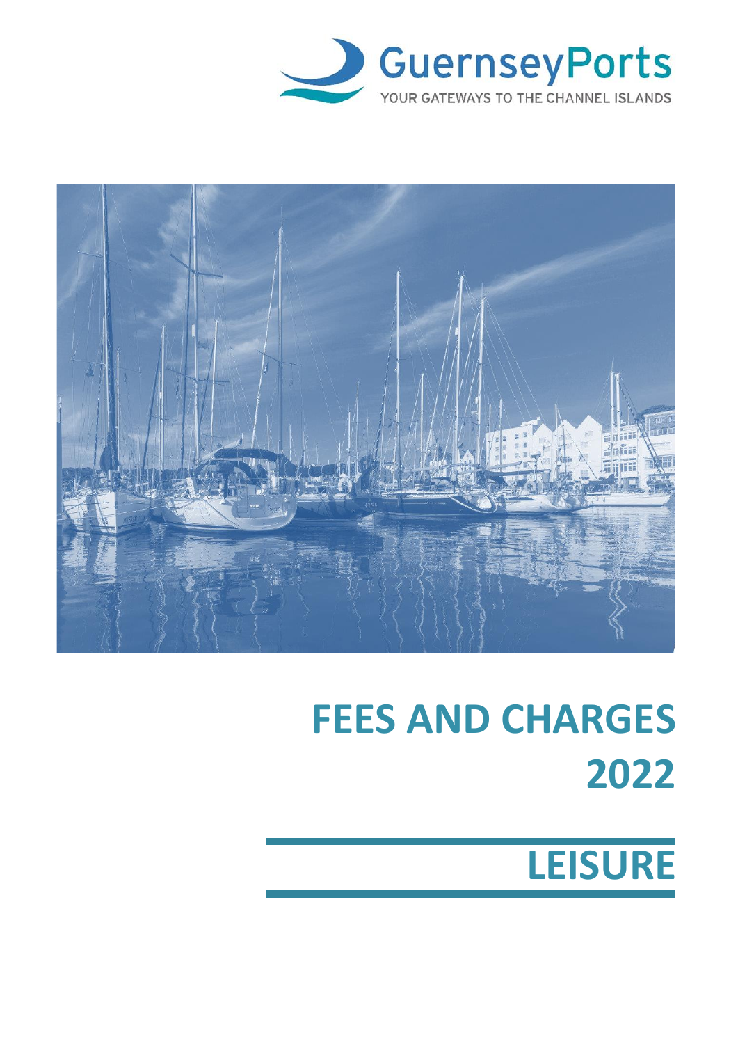GuernseyPorts

YOUR GATEWAYS TO THE CHANNEL ISLANDS

# FEES AND CHARGES 2022

# LEISURE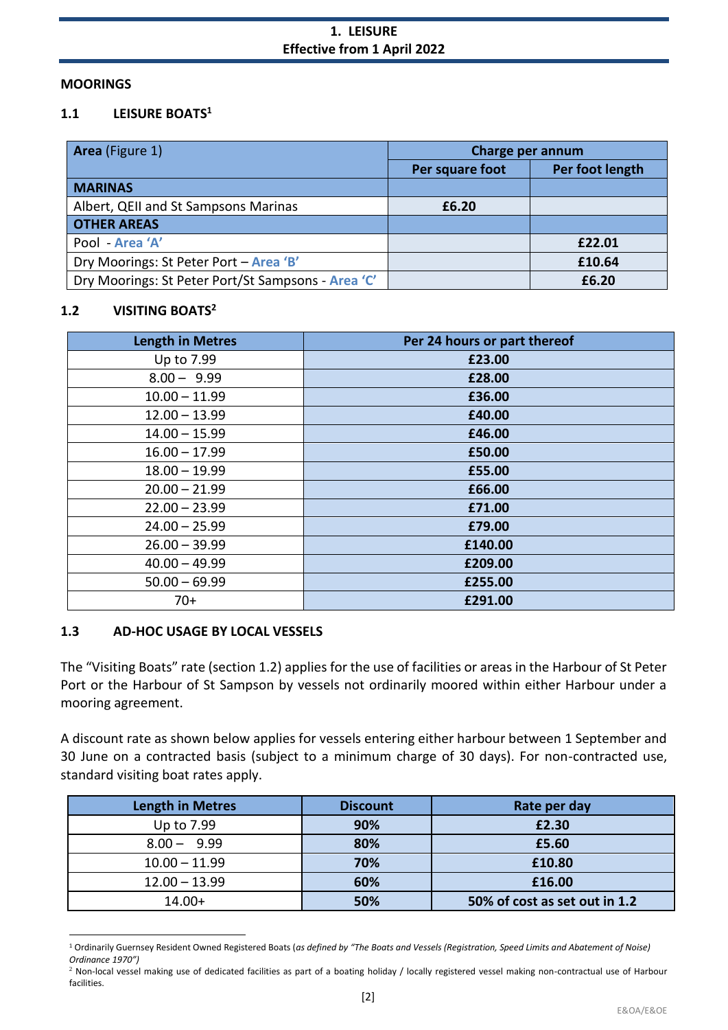# 1. LEISURE
**Effective from 1 April 2022**

## MOORINGS

### 1.1 LEISURE BOATS[1]

| **Area** (Figure 1) | Charge per annum | |
|---|---|---|
| | Per square foot | Per foot length |
| **MARINAS** | | |
| Albert, QEII and St Sampsons Marinas | **£6.20** | |
| **OTHER AREAS** | | |
| Pool - **Area 'A'** | | **£22.01** |
| Dry Moorings: St Peter Port – **Area 'B'** | | **£10.64** |
| Dry Moorings: St Peter Port/St Sampsons - **Area 'C'** | | **£6.20** |

### 1.2 VISITING BOATS[2]

| Length in Metres | Per 24 hours or part thereof |
|---|---|
| Up to 7.99 | **£23.00** |
| 8.00 – 9.99 | **£28.00** |
| 10.00 – 11.99 | **£36.00** |
| 12.00 – 13.99 | **£40.00** |
| 14.00 – 15.99 | **£46.00** |
| 16.00 – 17.99 | **£50.00** |
| 18.00 – 19.99 | **£55.00** |
| 20.00 – 21.99 | **£66.00** |
| 22.00 – 23.99 | **£71.00** |
| 24.00 – 25.99 | **£79.00** |
| 26.00 – 39.99 | **£140.00** |
| 40.00 – 49.99 | **£209.00** |
| 50.00 – 69.99 | **£255.00** |
| 70+ | **£291.00** |

### 1.3 AD-HOC USAGE BY LOCAL VESSELS

The "Visiting Boats" rate (section 1.2) applies for the use of facilities or areas in the Harbour of St Peter Port or the Harbour of St Sampson by vessels not ordinarily moored within either Harbour under a mooring agreement.

A discount rate as shown below applies for vessels entering either harbour between 1 September and 30 June on a contracted basis (subject to a minimum charge of 30 days). For non-contracted use, standard visiting boat rates apply.

| Length in Metres | Discount | Rate per day |
|---|---|---|
| Up to 7.99 | **90%** | **£2.30** |
| 8.00 – 9.99 | **80%** | **£5.60** |
| 10.00 – 11.99 | **70%** | **£10.80** |
| 12.00 – 13.99 | **60%** | **£16.00** |
| 14.00+ | **50%** | **50% of cost as set out in 1.2** |

---

[1] Ordinarily Guernsey Resident Owned Registered Boats (*as defined by "The Boats and Vessels (Registration, Speed Limits and Abatement of Noise) Ordinance 1970")*

[2] Non-local vessel making use of dedicated facilities as part of a boating holiday / locally registered vessel making non-contractual use of Harbour facilities.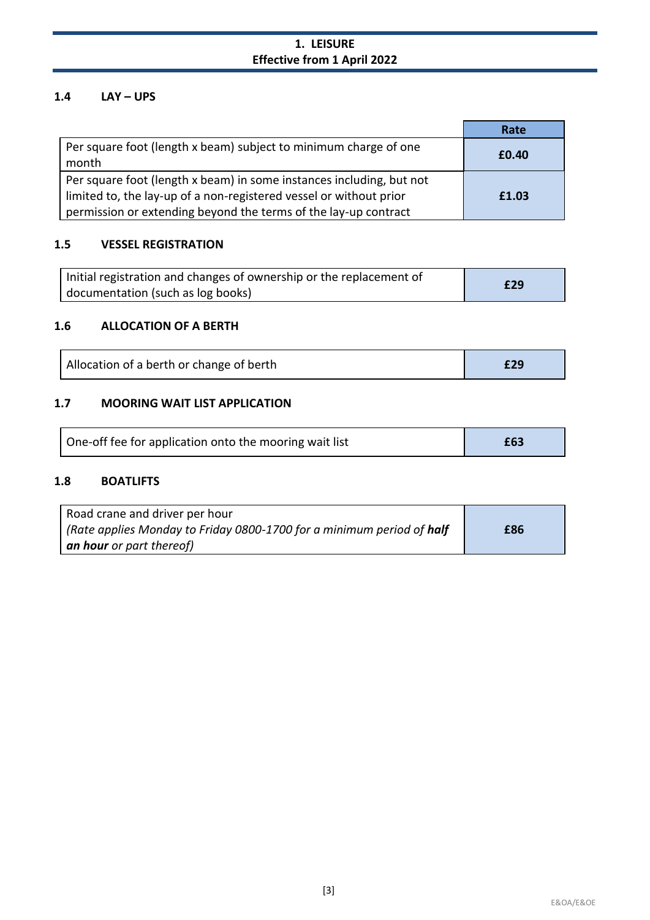# 1. LEISURE
**Effective from 1 April 2022**

### 1.4 LAY – UPS

| | Rate |
|---|---|
| Per square foot (length x beam) subject to minimum charge of one month | **£0.40** |
| Per square foot (length x beam) in some instances including, but not limited to, the lay-up of a non-registered vessel or without prior permission or extending beyond the terms of the lay-up contract | **£1.03** |

### 1.5 VESSEL REGISTRATION

| | |
|---|---|
| Initial registration and changes of ownership or the replacement of documentation (such as log books) | **£29** |

### 1.6 ALLOCATION OF A BERTH

| | |
|---|---|
| Allocation of a berth or change of berth | **£29** |

### 1.7 MOORING WAIT LIST APPLICATION

| | |
|---|---|
| One-off fee for application onto the mooring wait list | **£63** |

### 1.8 BOATLIFTS

| | |
|---|---|
| Road crane and driver per hour *(Rate applies Monday to Friday 0800-1700 for a minimum period of **half an hour** or part thereof)* | **£86** |

E&OA/E&OE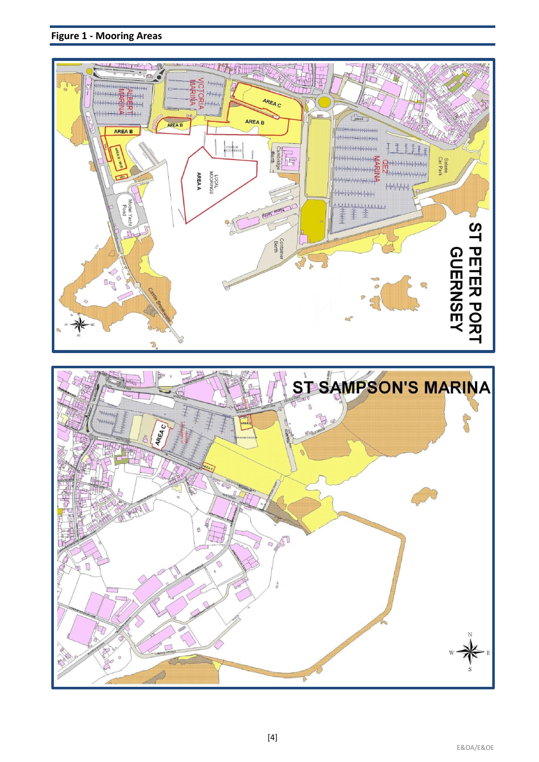## Figure 1 - Mooring Areas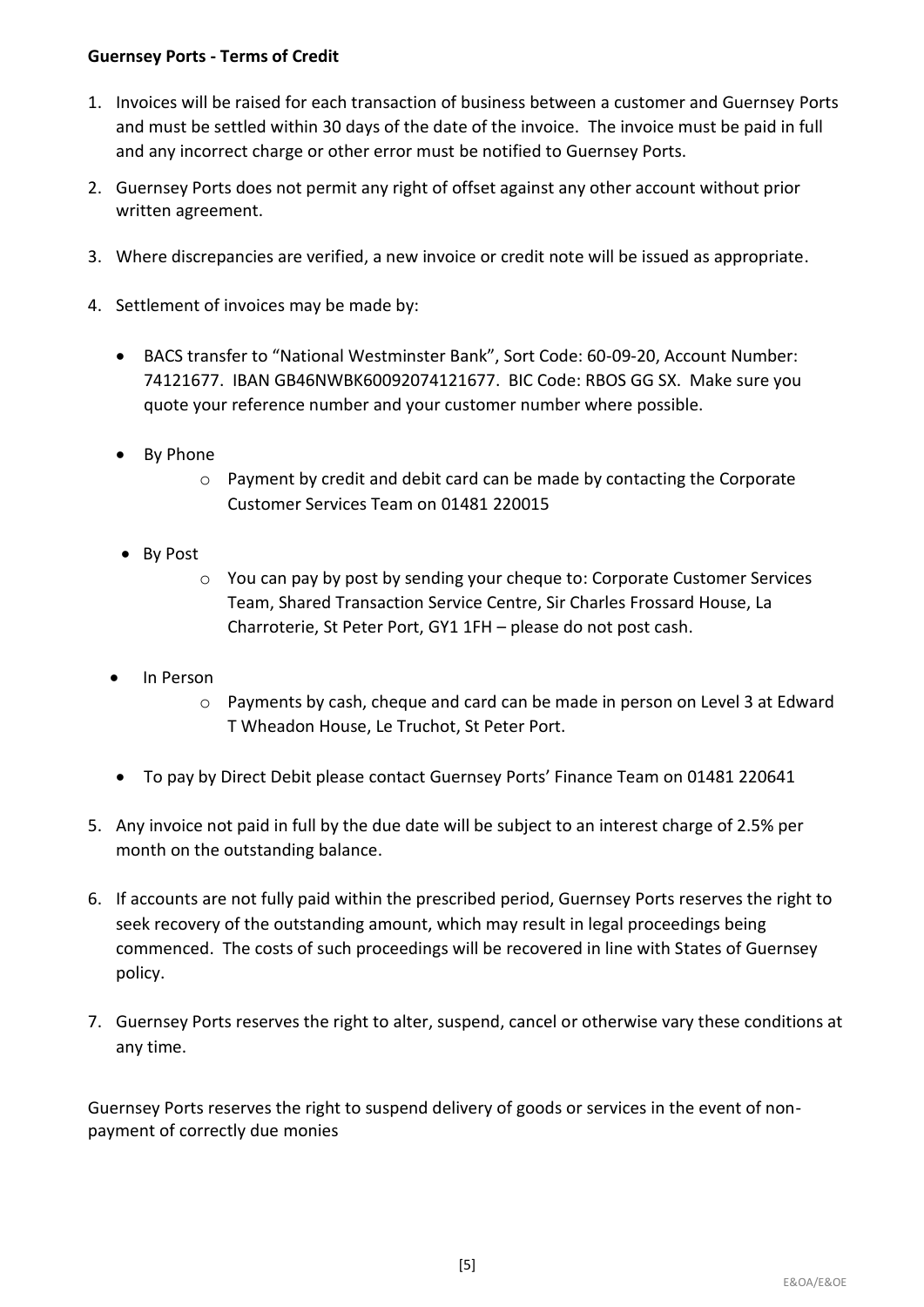**Guernsey Ports - Terms of Credit**

1. Invoices will be raised for each transaction of business between a customer and Guernsey Ports and must be settled within 30 days of the date of the invoice. The invoice must be paid in full and any incorrect charge or other error must be notified to Guernsey Ports.

2. Guernsey Ports does not permit any right of offset against any other account without prior written agreement.

3. Where discrepancies are verified, a new invoice or credit note will be issued as appropriate.

4. Settlement of invoices may be made by:

   - BACS transfer to "National Westminster Bank", Sort Code: 60-09-20, Account Number: 74121677. IBAN GB46NWBK60092074121677. BIC Code: RBOS GG SX. Make sure you quote your reference number and your customer number where possible.

   - By Phone
     - Payment by credit and debit card can be made by contacting the Corporate Customer Services Team on 01481 220015

   - By Post
     - You can pay by post by sending your cheque to: Corporate Customer Services Team, Shared Transaction Service Centre, Sir Charles Frossard House, La Charroterie, St Peter Port, GY1 1FH – please do not post cash.

   - In Person
     - Payments by cash, cheque and card can be made in person on Level 3 at Edward T Wheadon House, Le Truchot, St Peter Port.

   - To pay by Direct Debit please contact Guernsey Ports' Finance Team on 01481 220641

5. Any invoice not paid in full by the due date will be subject to an interest charge of 2.5% per month on the outstanding balance.

6. If accounts are not fully paid within the prescribed period, Guernsey Ports reserves the right to seek recovery of the outstanding amount, which may result in legal proceedings being commenced. The costs of such proceedings will be recovered in line with States of Guernsey policy.

7. Guernsey Ports reserves the right to alter, suspend, cancel or otherwise vary these conditions at any time.

Guernsey Ports reserves the right to suspend delivery of goods or services in the event of non-payment of correctly due monies

E&OA/E&OE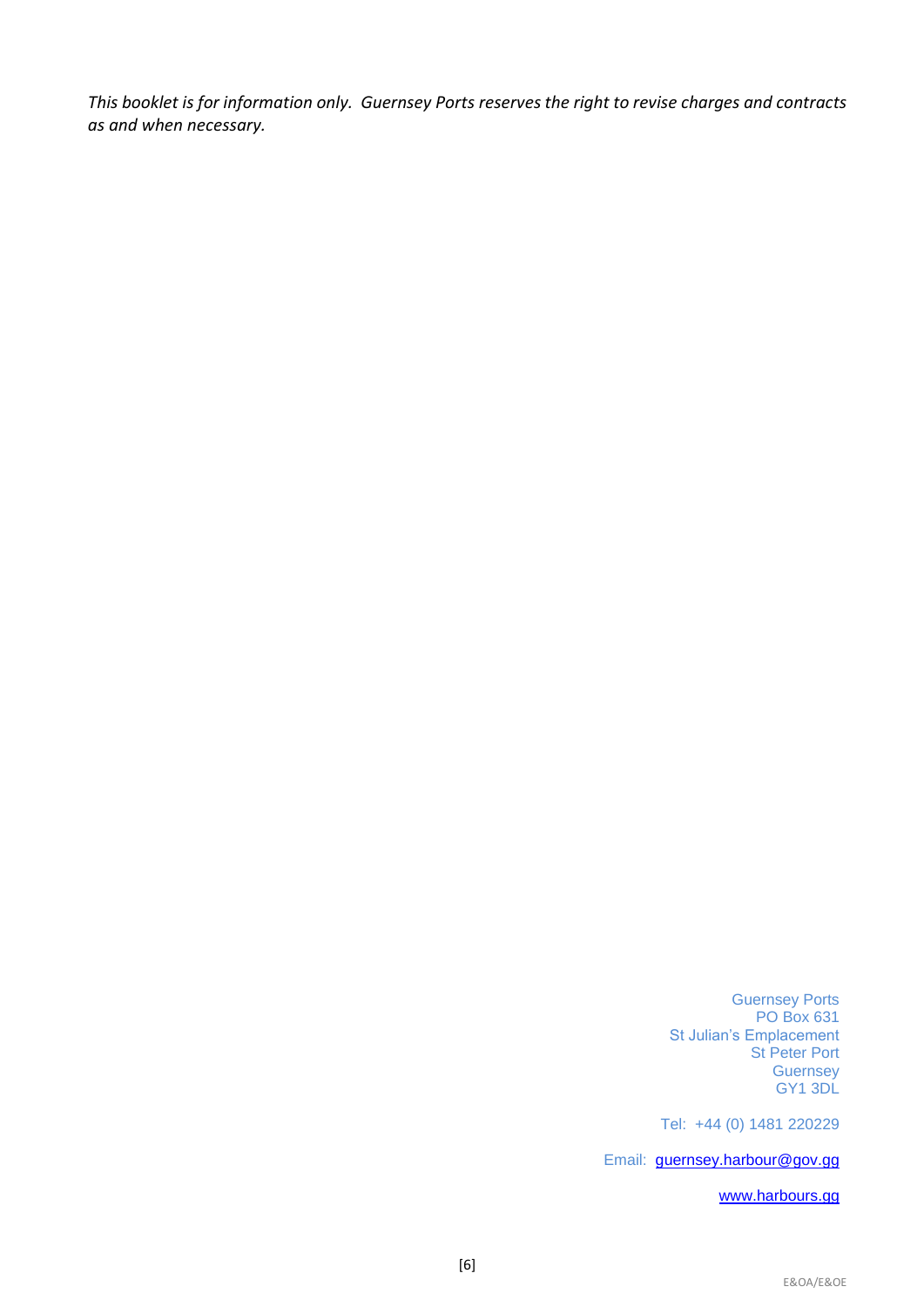*This booklet is for information only. Guernsey Ports reserves the right to revise charges and contracts as and when necessary.*

Guernsey Ports
PO Box 631
St Julian's Emplacement
St Peter Port
Guernsey
GY1 3DL

Tel: +44 (0) 1481 220229

Email: guernsey.harbour@gov.gg

www.harbours.gg

E&OA/E&OE